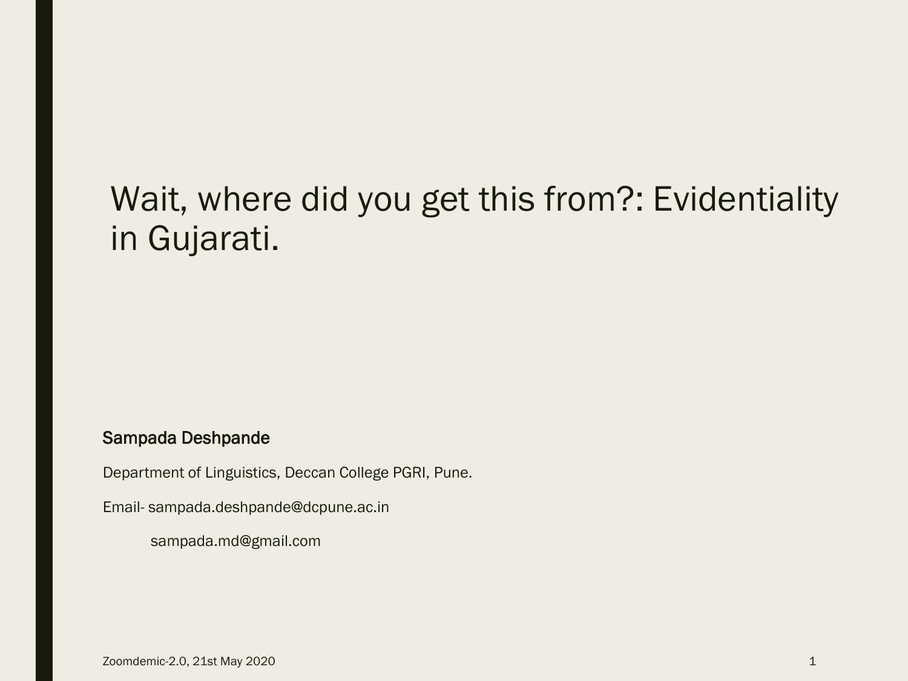# Wait, where did you get this from?: Evidentiality in Gujarati.

**Sampada Deshpande**

Department of Linguistics, Deccan College PGRI, Pune.

Email- sampada.deshpande@dcpune.ac.in

sampada.md@gmail.com

Zoomdemic-2.0, 21st May 2020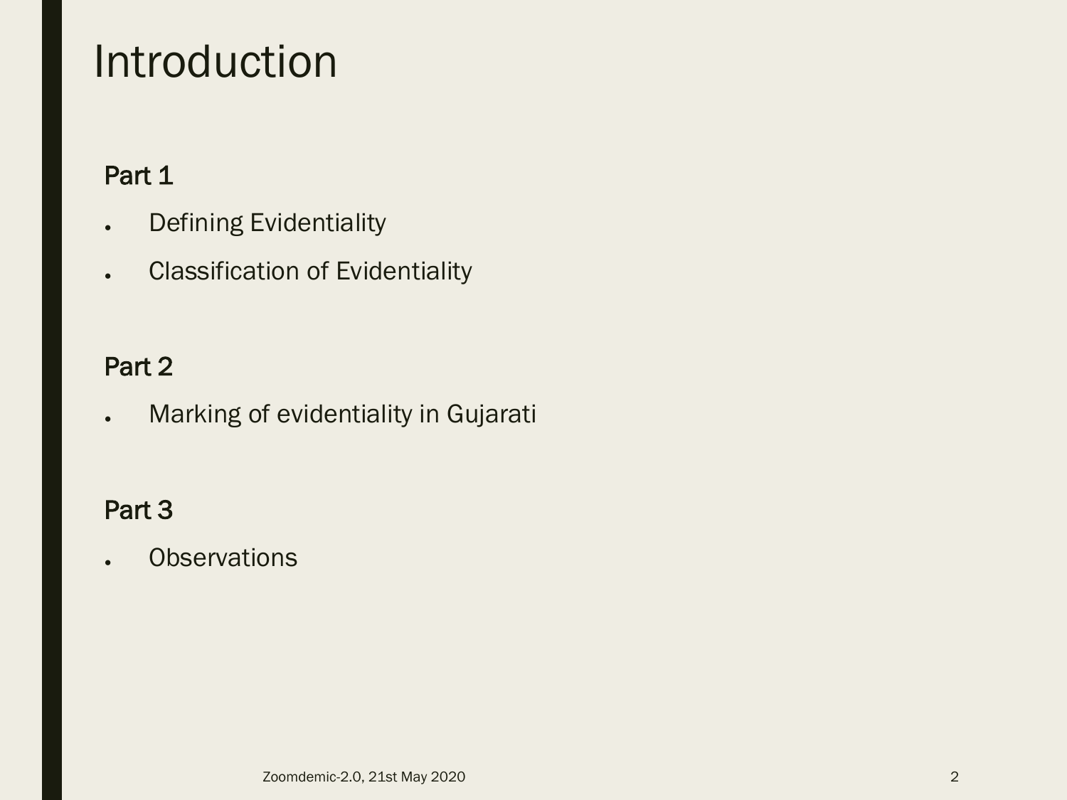# Introduction

### Part 1

- Defining Evidentiality
- Classification of Evidentiality

### Part 2

- Marking of evidentiality in Gujarati

### Part 3

- Observations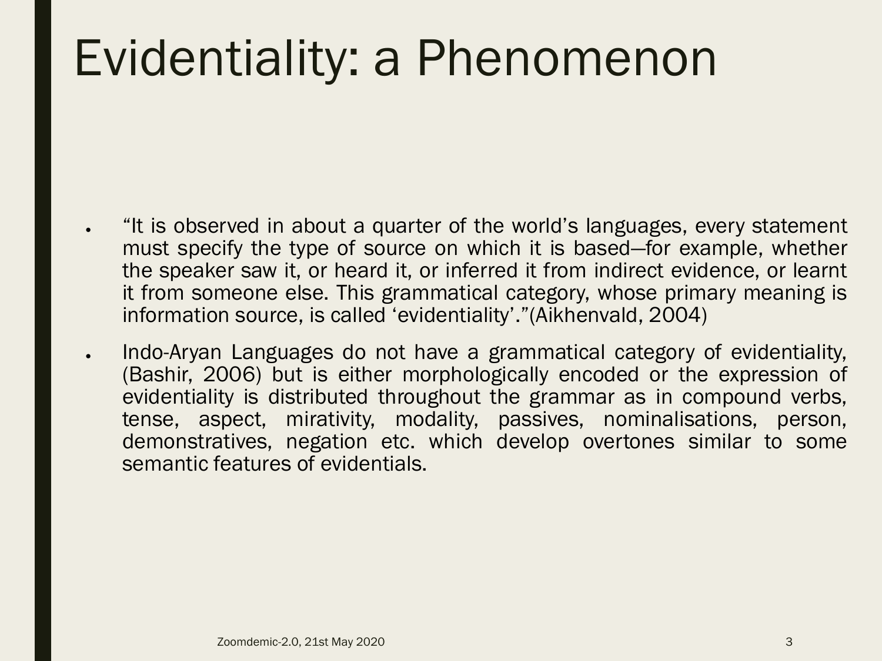# Evidentiality: a Phenomenon

- "It is observed in about a quarter of the world's languages, every statement must specify the type of source on which it is based—for example, whether the speaker saw it, or heard it, or inferred it from indirect evidence, or learnt it from someone else. This grammatical category, whose primary meaning is information source, is called 'evidentiality'."(Aikhenvald, 2004)
- Indo-Aryan Languages do not have a grammatical category of evidentiality, (Bashir, 2006) but is either morphologically encoded or the expression of evidentiality is distributed throughout the grammar as in compound verbs, tense, aspect, mirativity, modality, passives, nominalisations, person, demonstratives, negation etc. which develop overtones similar to some semantic features of evidentials.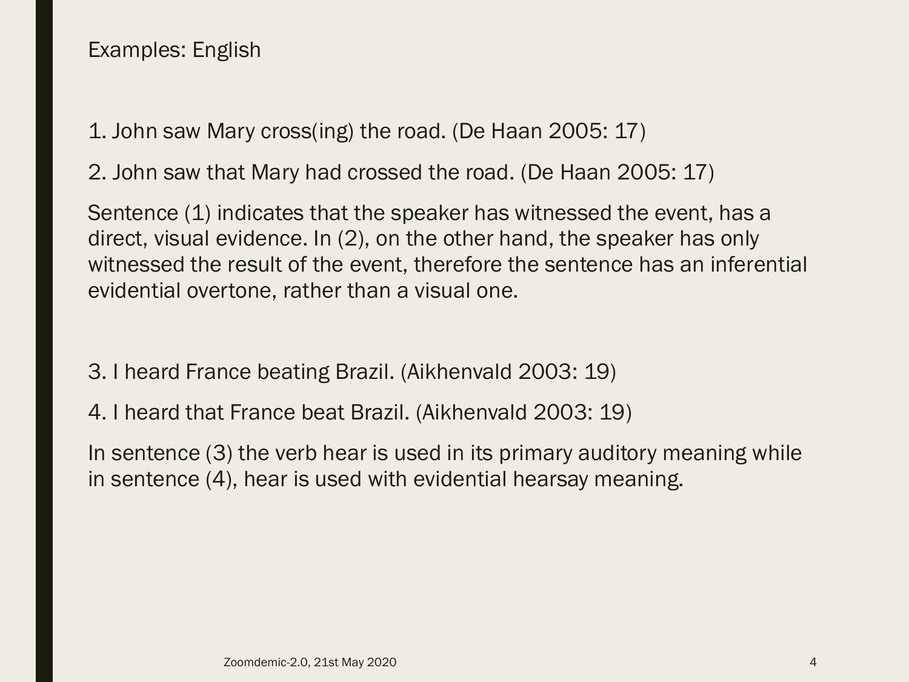## Examples: English

1. John saw Mary cross(ing) the road. (De Haan 2005: 17)

2. John saw that Mary had crossed the road. (De Haan 2005: 17)

Sentence (1) indicates that the speaker has witnessed the event, has a direct, visual evidence. In (2), on the other hand, the speaker has only witnessed the result of the event, therefore the sentence has an inferential evidential overtone, rather than a visual one.

3. I heard France beating Brazil. (Aikhenvald 2003: 19)

4. I heard that France beat Brazil. (Aikhenvald 2003: 19)

In sentence (3) the verb hear is used in its primary auditory meaning while in sentence (4), hear is used with evidential hearsay meaning.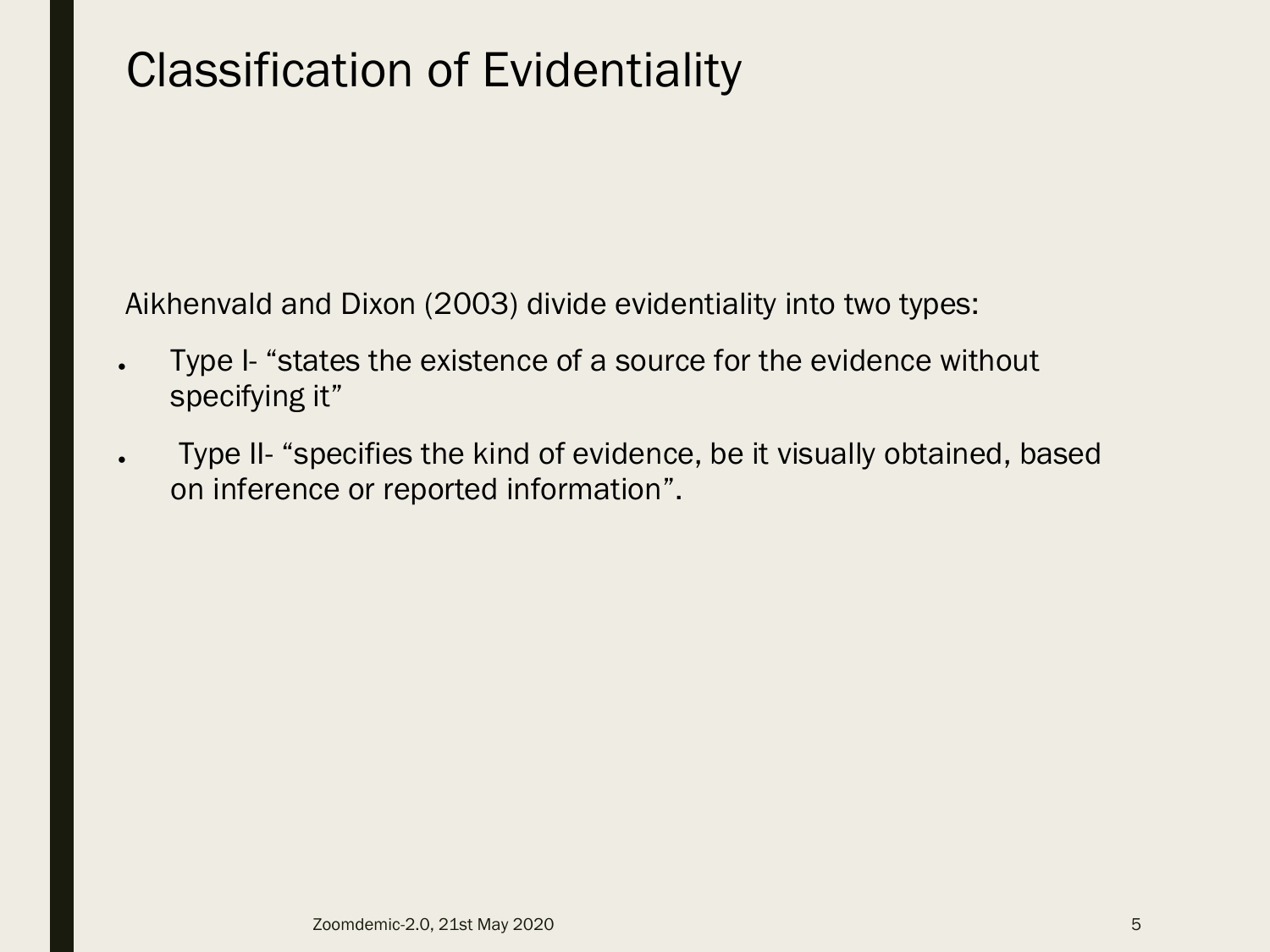# Classification of Evidentiality

Aikhenvald and Dixon (2003) divide evidentiality into two types:

- Type I- “states the existence of a source for the evidence without specifying it”
- Type II- “specifies the kind of evidence, be it visually obtained, based on inference or reported information”.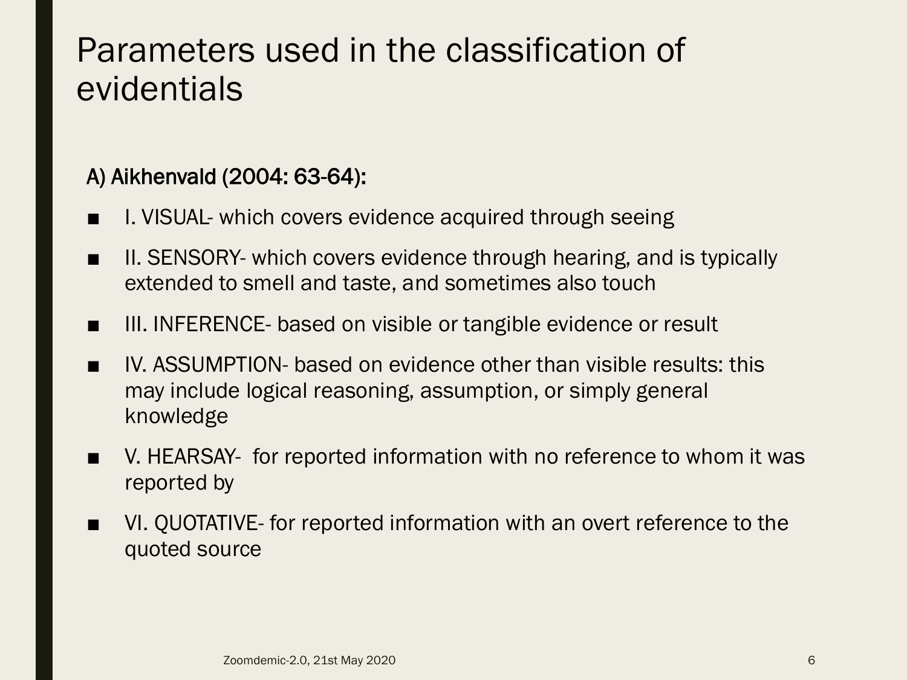# Parameters used in the classification of evidentials

A) Aikhenvald (2004: 63-64):

- I. VISUAL- which covers evidence acquired through seeing
- II. SENSORY- which covers evidence through hearing, and is typically extended to smell and taste, and sometimes also touch
- III. INFERENCE- based on visible or tangible evidence or result
- IV. ASSUMPTION- based on evidence other than visible results: this may include logical reasoning, assumption, or simply general knowledge
- V. HEARSAY- for reported information with no reference to whom it was reported by
- VI. QUOTATIVE- for reported information with an overt reference to the quoted source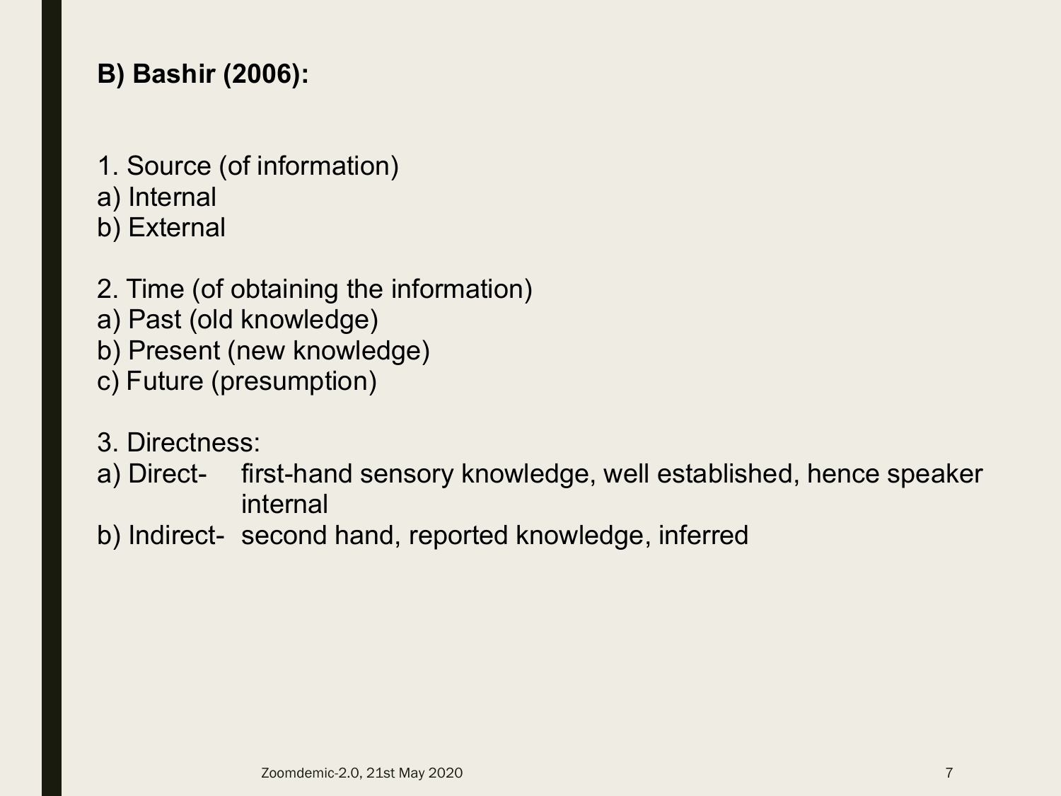**B) Bashir (2006):**

1. Source (of information)
a) Internal
b) External

2. Time (of obtaining the information)
a) Past (old knowledge)
b) Present (new knowledge)
c) Future (presumption)

3. Directness:
a) Direct- first-hand sensory knowledge, well established, hence speaker internal
b) Indirect- second hand, reported knowledge, inferred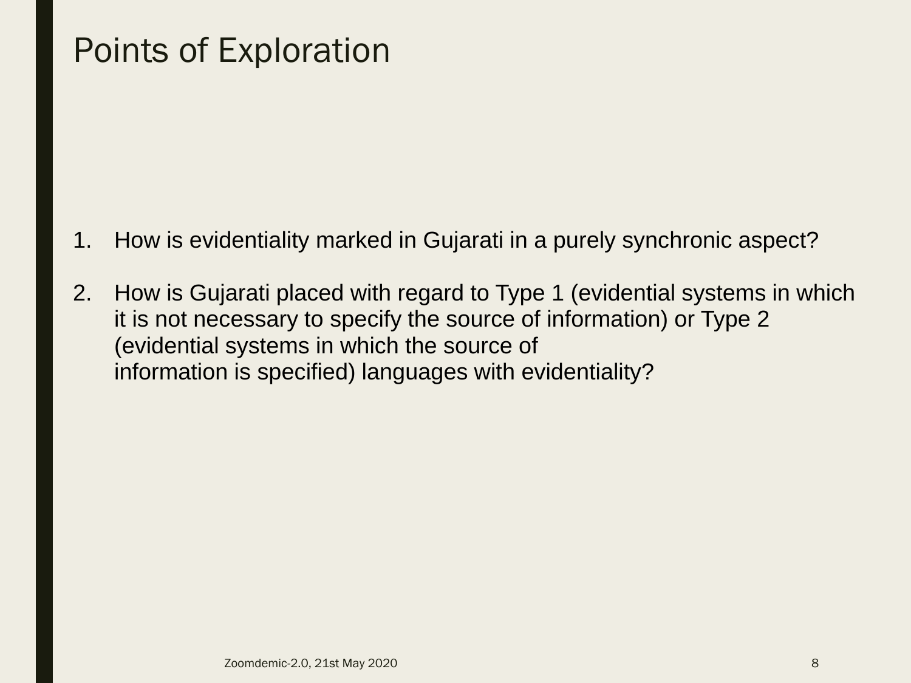# Points of Exploration

1. How is evidentiality marked in Gujarati in a purely synchronic aspect?

2. How is Gujarati placed with regard to Type 1 (evidential systems in which it is not necessary to specify the source of information) or Type 2 (evidential systems in which the source of information is specified) languages with evidentiality?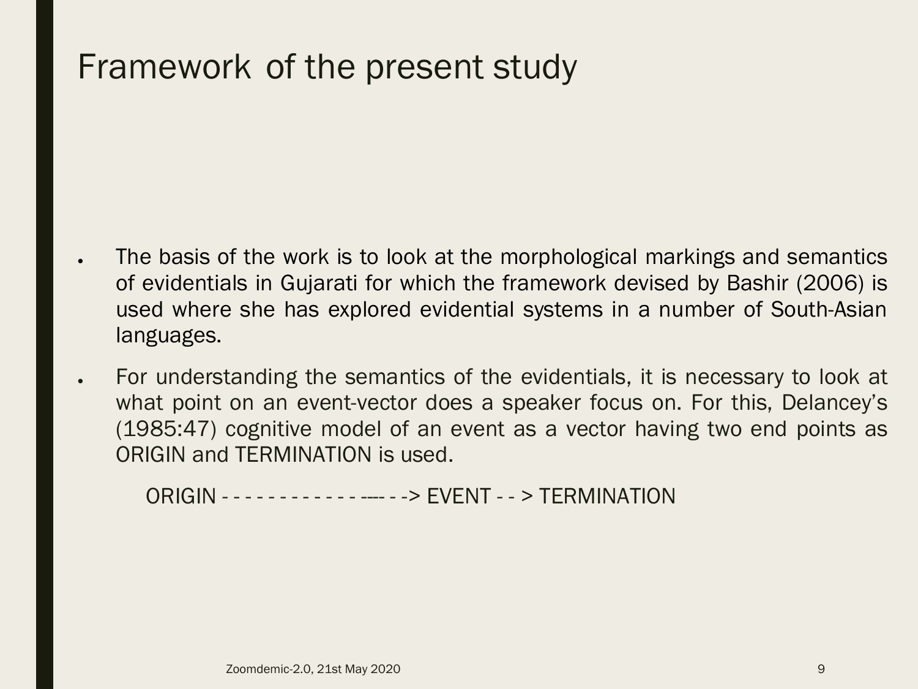# Framework of the present study

- The basis of the work is to look at the morphological markings and semantics of evidentials in Gujarati for which the framework devised by Bashir (2006) is used where she has explored evidential systems in a number of South-Asian languages.
- For understanding the semantics of the evidentials, it is necessary to look at what point on an event-vector does a speaker focus on. For this, Delancey's (1985:47) cognitive model of an event as a vector having two end points as ORIGIN and TERMINATION is used.

  ORIGIN - - - - - - - - - - - - ---- - -> EVENT - - > TERMINATION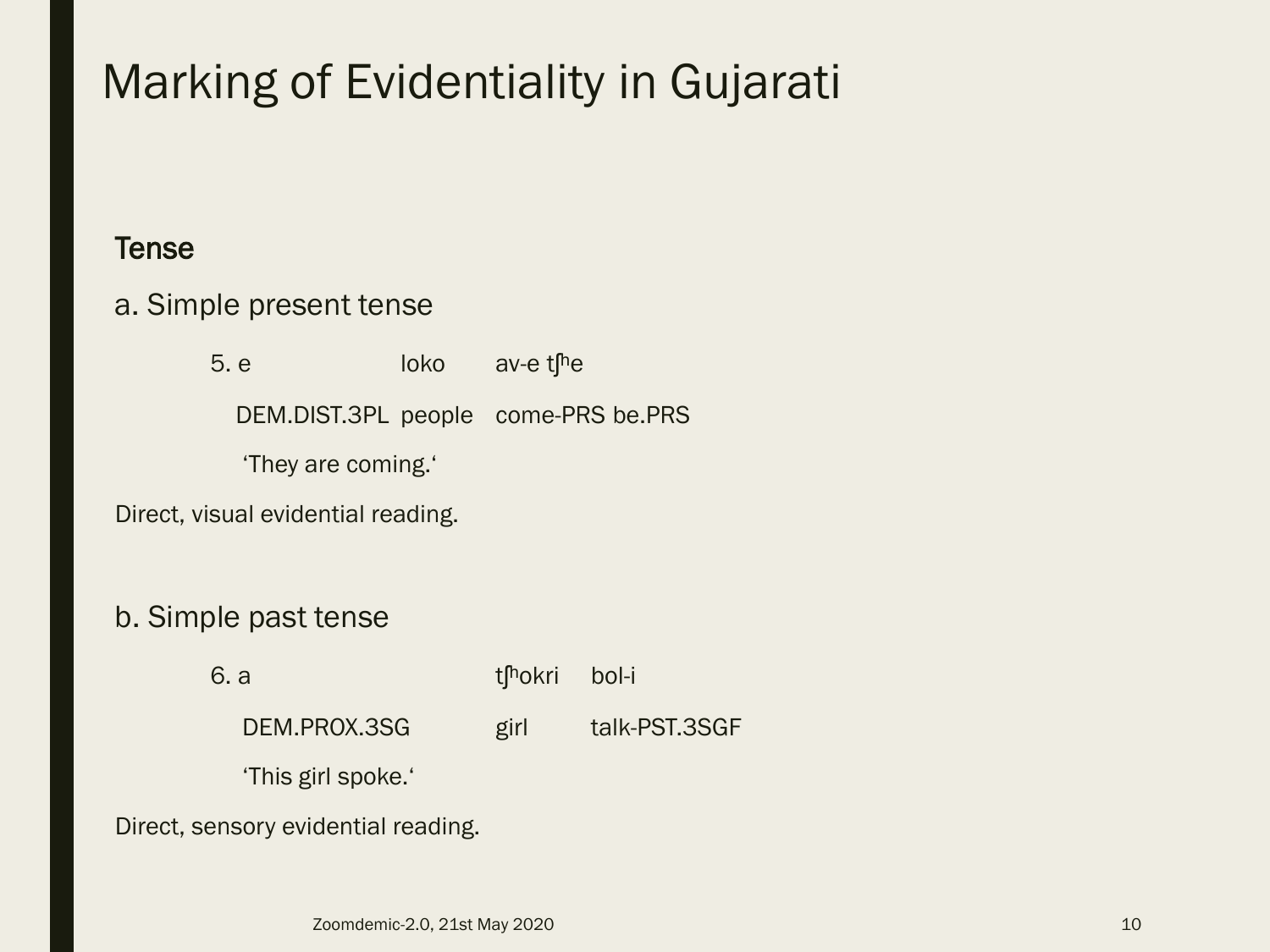# Marking of Evidentiality in Gujarati

**Tense**

a. Simple present tense

| 5. e | loko | av-e tʃʰe |
|---|---|---|
| DEM.DIST.3PL | people | come-PRS be.PRS |

‘They are coming.‘

Direct, visual evidential reading.

b. Simple past tense

| 6. a | tʃʰokri | bol-i |
|---|---|---|
| DEM.PROX.3SG | girl | talk-PST.3SGF |

‘This girl spoke.‘

Direct, sensory evidential reading.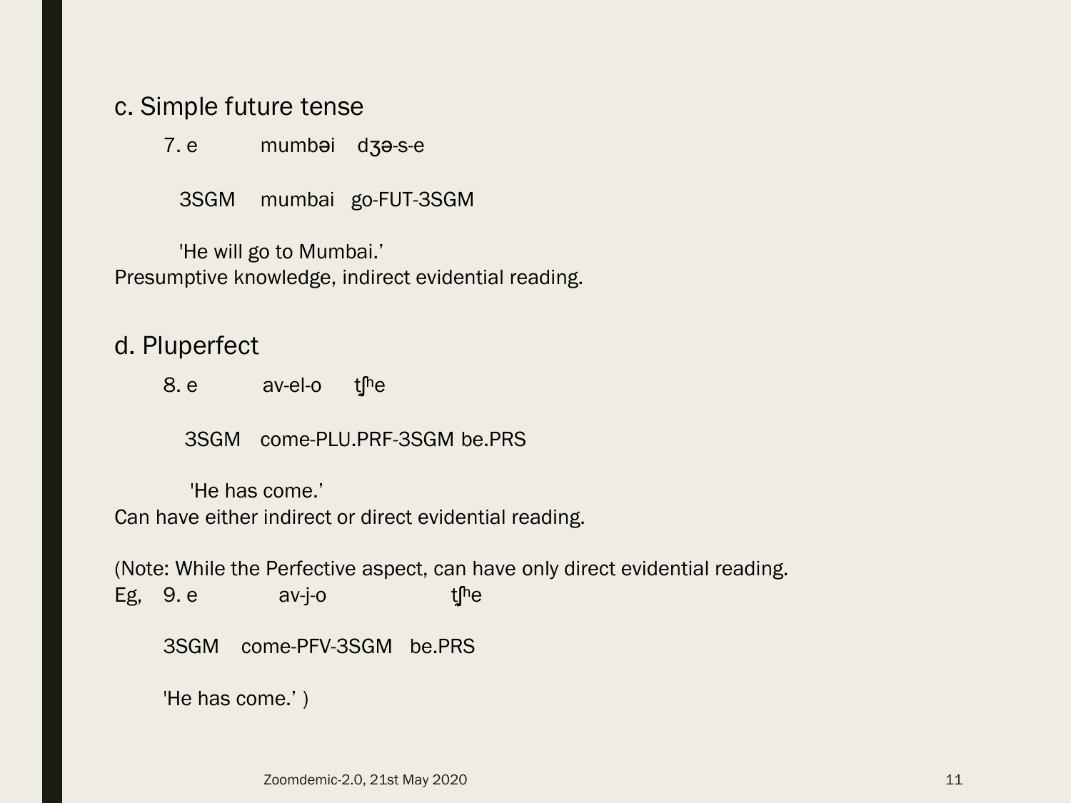c. Simple future tense

7. e mumbəi dʒə-s-e

3SGM mumbai go-FUT-3SGM

'He will go to Mumbai.'

Presumptive knowledge, indirect evidential reading.

d. Pluperfect

8. e av-el-o tʃʰe

3SGM come-PLU.PRF-3SGM be.PRS

'He has come.'

Can have either indirect or direct evidential reading.

(Note: While the Perfective aspect, can have only direct evidential reading.

Eg, 9. e av-j-o tʃʰe

3SGM come-PFV-3SGM be.PRS

'He has come.' )

Zoomdemic-2.0, 21st May 2020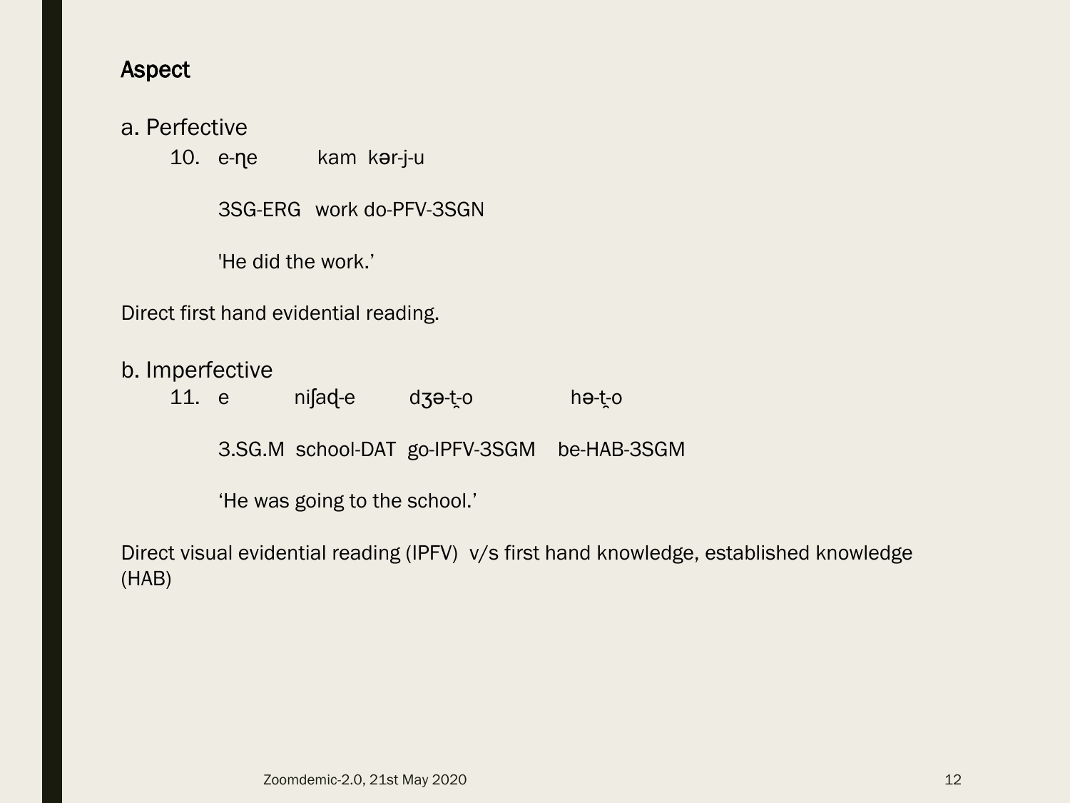## Aspect

a. Perfective

10. e-ɳe kam kər-j-u

    3SG-ERG work do-PFV-3SGN

    'He did the work.'

Direct first hand evidential reading.

b. Imperfective

11. e niʃaɖ-e dʒə-t̪-o hə-t̪-o

    3.SG.M school-DAT go-IPFV-3SGM be-HAB-3SGM

    'He was going to the school.'

Direct visual evidential reading (IPFV) v/s first hand knowledge, established knowledge (HAB)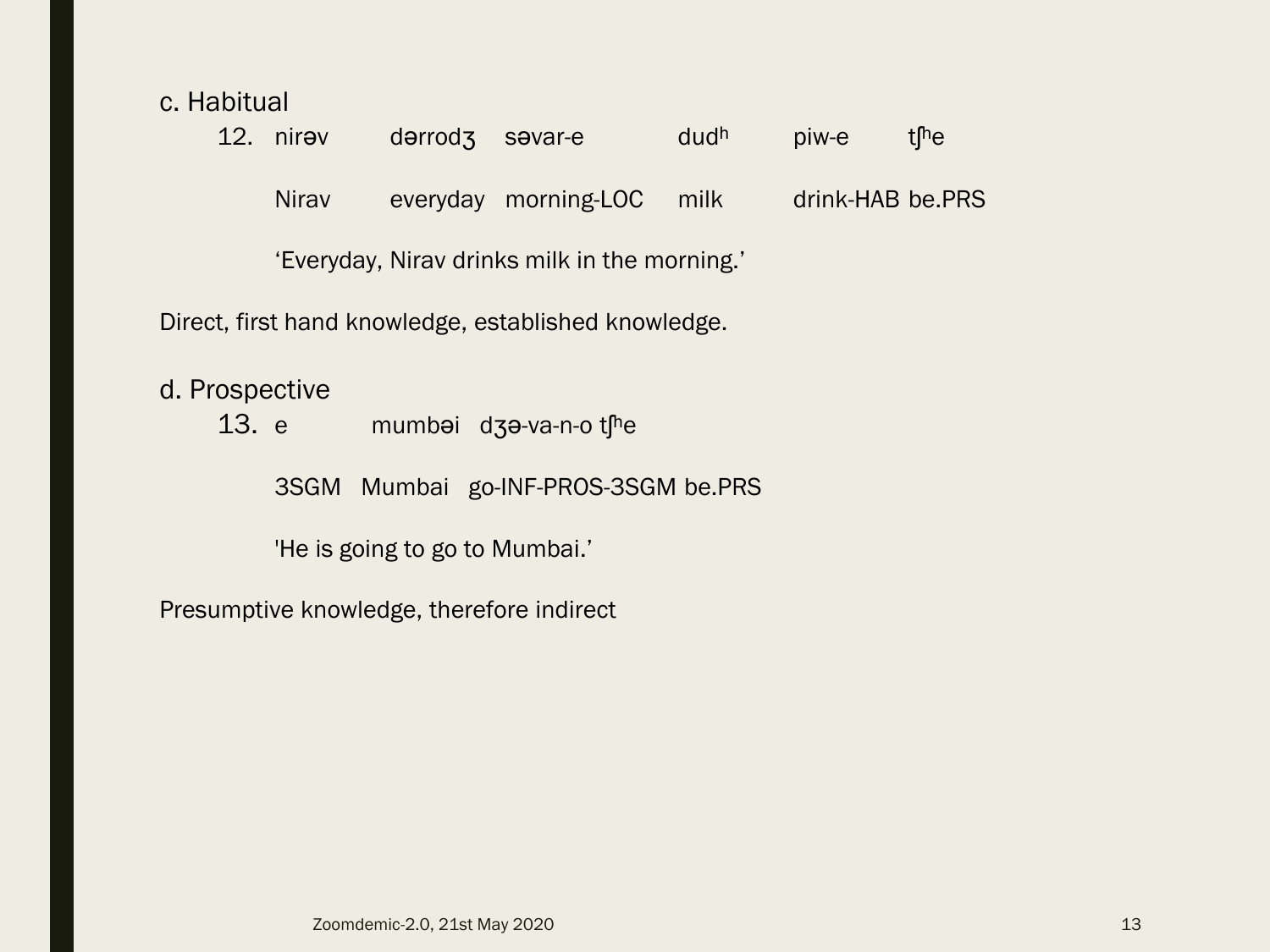c. Habitual

12. nirəv dərrodʒ səvar-e dudʰ piw-e tʃʰe

    Nirav everyday morning-LOC milk drink-HAB be.PRS

    'Everyday, Nirav drinks milk in the morning.'

Direct, first hand knowledge, established knowledge.

d. Prospective

13. e mumbəi dʒə-va-n-o tʃʰe

    3SGM Mumbai go-INF-PROS-3SGM be.PRS

    'He is going to go to Mumbai.'

Presumptive knowledge, therefore indirect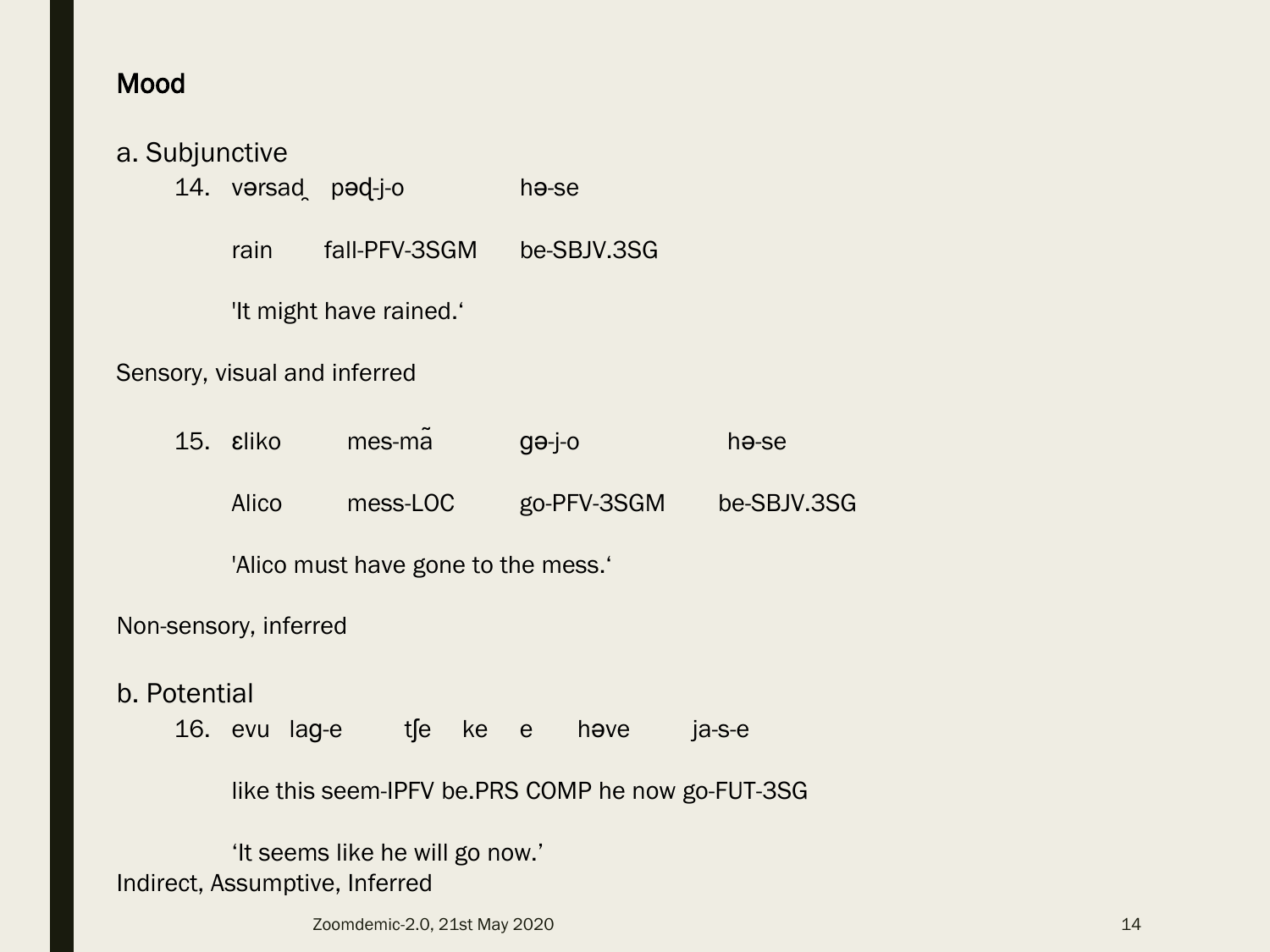## Mood

### a. Subjunctive

14. vərsad̯ pəɖ-j-o hə-se

    rain fall-PFV-3SGM be-SBJV.3SG

    'It might have rained.'

Sensory, visual and inferred

15. ɛliko mes-mã̃ gə-j-o hə-se

    Alico mess-LOC go-PFV-3SGM be-SBJV.3SG

    'Alico must have gone to the mess.'

Non-sensory, inferred

### b. Potential

16. evu lag-e tʃe ke e həve ja-s-e

    like this seem-IPFV be.PRS COMP he now go-FUT-3SG

    'It seems like he will go now.'

Indirect, Assumptive, Inferred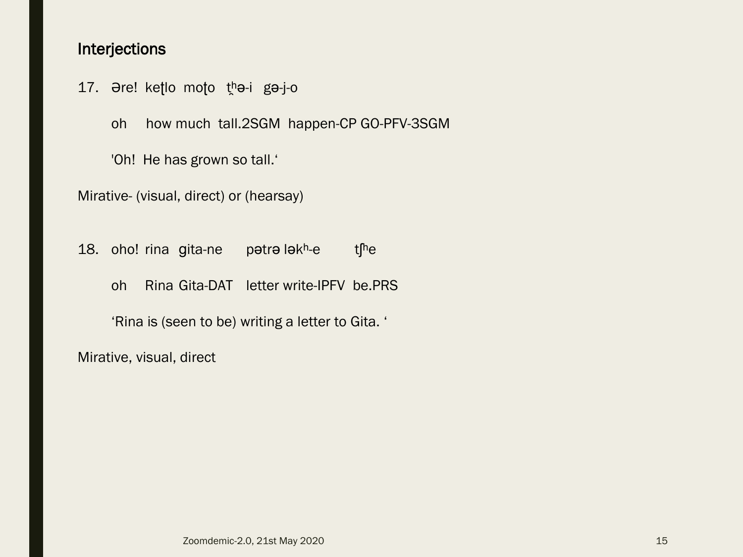## Interjections

17. Əre! keʈlo moʈo t̪ʰə-i gə-j-o

    oh how much tall.2SGM happen-CP GO-PFV-3SGM

    'Oh! He has grown so tall.'

Mirative- (visual, direct) or (hearsay)

18. oho! rina gita-ne pətrə ləkʰ-e tʃʰe

    oh Rina Gita-DAT letter write-IPFV be.PRS

    'Rina is (seen to be) writing a letter to Gita.'

Mirative, visual, direct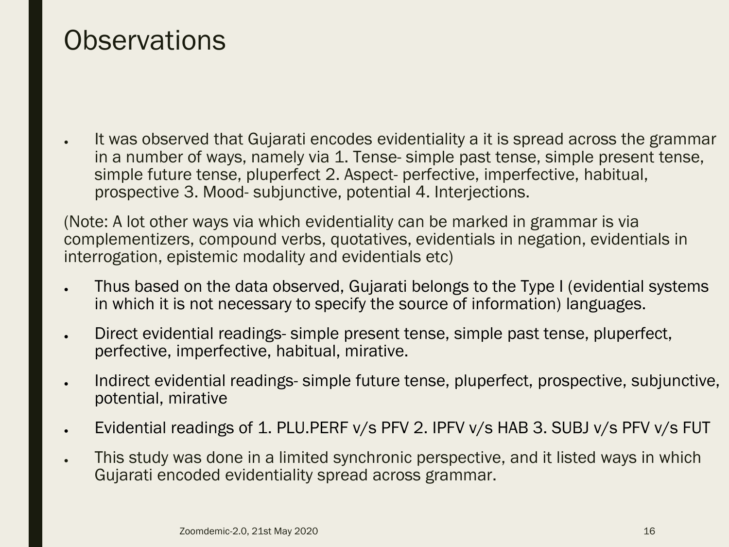# Observations

- It was observed that Gujarati encodes evidentiality a it is spread across the grammar in a number of ways, namely via 1. Tense- simple past tense, simple present tense, simple future tense, pluperfect 2. Aspect- perfective, imperfective, habitual, prospective 3. Mood- subjunctive, potential 4. Interjections.

(Note: A lot other ways via which evidentiality can be marked in grammar is via complementizers, compound verbs, quotatives, evidentials in negation, evidentials in interrogation, epistemic modality and evidentials etc)

- Thus based on the data observed, Gujarati belongs to the Type I (evidential systems in which it is not necessary to specify the source of information) languages.
- Direct evidential readings- simple present tense, simple past tense, pluperfect, perfective, imperfective, habitual, mirative.
- Indirect evidential readings- simple future tense, pluperfect, prospective, subjunctive, potential, mirative
- Evidential readings of 1. PLU.PERF v/s PFV 2. IPFV v/s HAB 3. SUBJ v/s PFV v/s FUT
- This study was done in a limited synchronic perspective, and it listed ways in which Gujarati encoded evidentiality spread across grammar.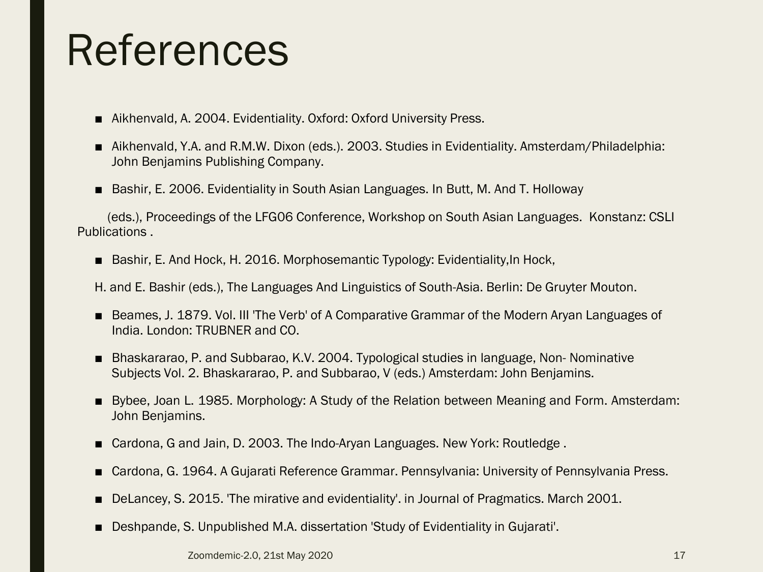# References

- Aikhenvald, A. 2004. Evidentiality. Oxford: Oxford University Press.
- Aikhenvald, Y.A. and R.M.W. Dixon (eds.). 2003. Studies in Evidentiality. Amsterdam/Philadelphia: John Benjamins Publishing Company.
- Bashir, E. 2006. Evidentiality in South Asian Languages. In Butt, M. And T. Holloway

  (eds.), Proceedings of the LFG06 Conference, Workshop on South Asian Languages. Konstanz: CSLI Publications .

- Bashir, E. And Hock, H. 2016. Morphosemantic Typology: Evidentiality,In Hock,

  H. and E. Bashir (eds.), The Languages And Linguistics of South-Asia. Berlin: De Gruyter Mouton.

- Beames, J. 1879. Vol. III 'The Verb' of A Comparative Grammar of the Modern Aryan Languages of India. London: TRUBNER and CO.
- Bhaskararao, P. and Subbarao, K.V. 2004. Typological studies in language, Non- Nominative Subjects Vol. 2. Bhaskararao, P. and Subbarao, V (eds.) Amsterdam: John Benjamins.
- Bybee, Joan L. 1985. Morphology: A Study of the Relation between Meaning and Form. Amsterdam: John Benjamins.
- Cardona, G and Jain, D. 2003. The Indo-Aryan Languages. New York: Routledge .
- Cardona, G. 1964. A Gujarati Reference Grammar. Pennsylvania: University of Pennsylvania Press.
- DeLancey, S. 2015. 'The mirative and evidentiality'. in Journal of Pragmatics. March 2001.
- Deshpande, S. Unpublished M.A. dissertation 'Study of Evidentiality in Gujarati'.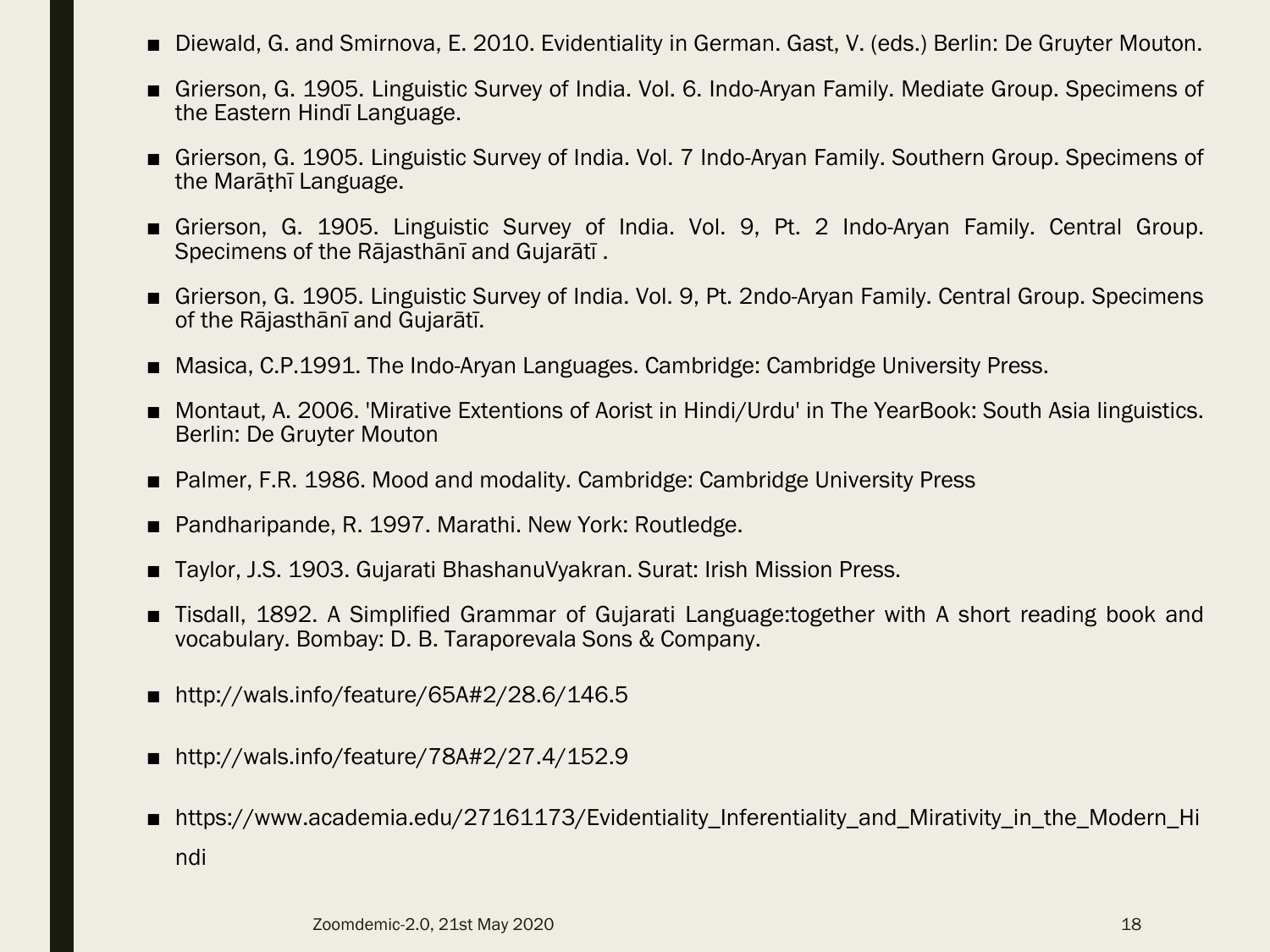- Diewald, G. and Smirnova, E. 2010. Evidentiality in German. Gast, V. (eds.) Berlin: De Gruyter Mouton.
- Grierson, G. 1905. Linguistic Survey of India. Vol. 6. Indo-Aryan Family. Mediate Group. Specimens of the Eastern Hindī Language.
- Grierson, G. 1905. Linguistic Survey of India. Vol. 7 Indo-Aryan Family. Southern Group. Specimens of the Marāṭhī Language.
- Grierson, G. 1905. Linguistic Survey of India. Vol. 9, Pt. 2 Indo-Aryan Family. Central Group. Specimens of the Rājasthānī and Gujarātī .
- Grierson, G. 1905. Linguistic Survey of India. Vol. 9, Pt. 2ndo-Aryan Family. Central Group. Specimens of the Rājasthānī and Gujarātī.
- Masica, C.P.1991. The Indo-Aryan Languages. Cambridge: Cambridge University Press.
- Montaut, A. 2006. 'Mirative Extentions of Aorist in Hindi/Urdu' in The YearBook: South Asia linguistics. Berlin: De Gruyter Mouton
- Palmer, F.R. 1986. Mood and modality. Cambridge: Cambridge University Press
- Pandharipande, R. 1997. Marathi. New York: Routledge.
- Taylor, J.S. 1903. Gujarati BhashanuVyakran. Surat: Irish Mission Press.
- Tisdall, 1892. A Simplified Grammar of Gujarati Language:together with A short reading book and vocabulary. Bombay: D. B. Taraporevala Sons & Company.
- http://wals.info/feature/65A#2/28.6/146.5
- http://wals.info/feature/78A#2/27.4/152.9
- https://www.academia.edu/27161173/Evidentiality_Inferentiality_and_Mirativity_in_the_Modern_Hindi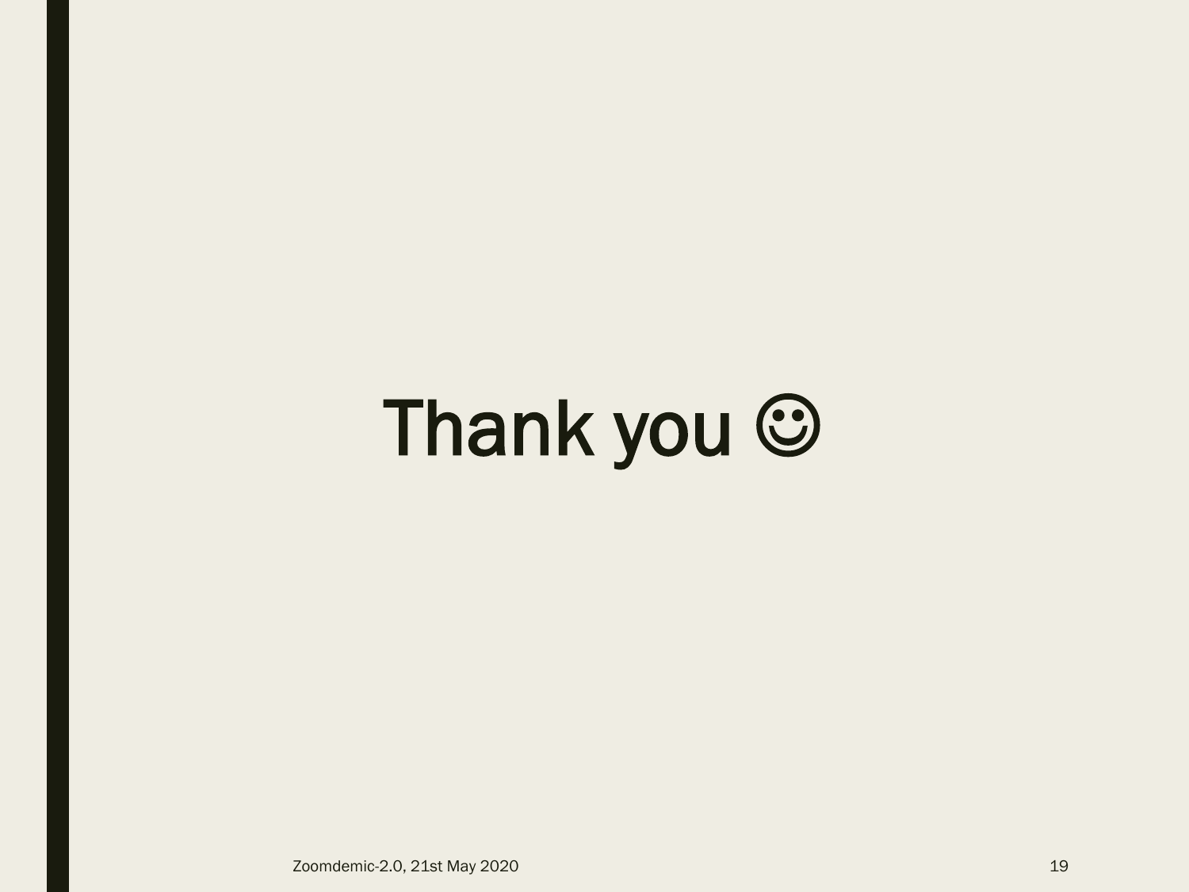# Thank you ☺